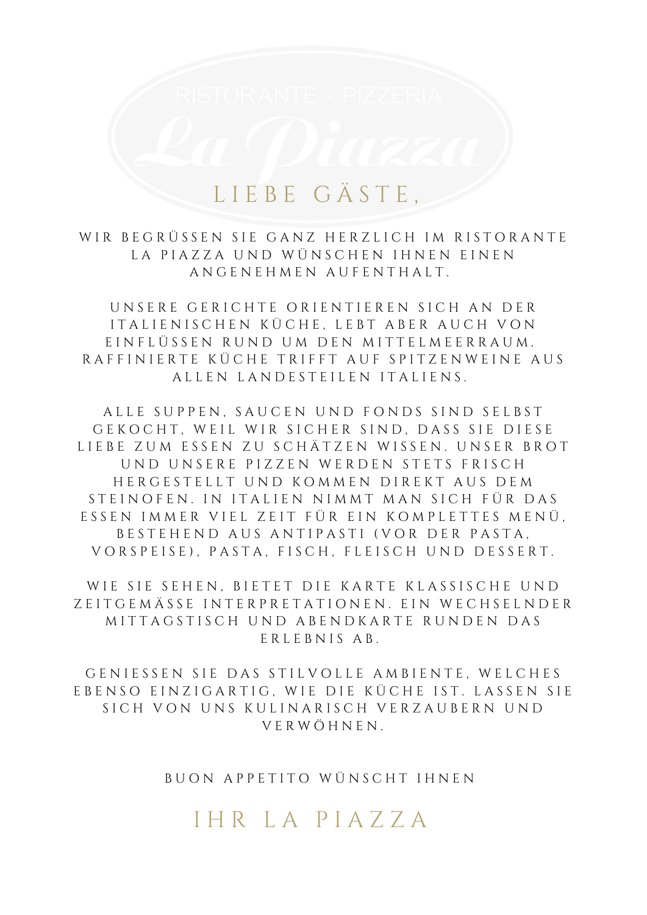RISTORANTE - PIZZERIA

La Piazza

# LIEBE GÄSTE,

WIR BEGRÜSSEN SIE GANZ HERZLICH IM RISTORANTE LA PIAZZA UND WÜNSCHEN IHNEN EINEN ANGENEHMEN AUFENTHALT.

UNSERE GERICHTE ORIENTIEREN SICH AN DER ITALIENISCHEN KÜCHE, LEBT ABER AUCH VON EINFLÜSSEN RUND UM DEN MITTELMEERRAUM. RAFFINIERTE KÜCHE TRIFFT AUF SPITZENWEINE AUS ALLEN LANDESTEILEN ITALIENS.

ALLE SUPPEN, SAUCEN UND FONDS SIND SELBST GEKOCHT, WEIL WIR SICHER SIND, DASS SIE DIESE LIEBE ZUM ESSEN ZU SCHÄTZEN WISSEN. UNSER BROT UND UNSERE PIZZEN WERDEN STETS FRISCH HERGESTELLT UND KOMMEN DIREKT AUS DEM STEINOFEN. IN ITALIEN NIMMT MAN SICH FÜR DAS ESSEN IMMER VIEL ZEIT FÜR EIN KOMPLETTES MENÜ, BESTEHEND AUS ANTIPASTI (VOR DER PASTA, VORSPEISE), PASTA, FISCH, FLEISCH UND DESSERT.

WIE SIE SEHEN, BIETET DIE KARTE KLASSISCHE UND ZEITGEMÄSSE INTERPRETATIONEN. EIN WECHSELNDER MITTAGSTISCH UND ABENDKARTE RUNDEN DAS ERLEBNIS AB.

GENIESSEN SIE DAS STILVOLLE AMBIENTE, WELCHES EBENSO EINZIGARTIG, WIE DIE KÜCHE IST. LASSEN SIE SICH VON UNS KULINARISCH VERZAUBERN UND VERWÖHNEN.

BUON APPETITO WÜNSCHT IHNEN

## IHR LA PIAZZA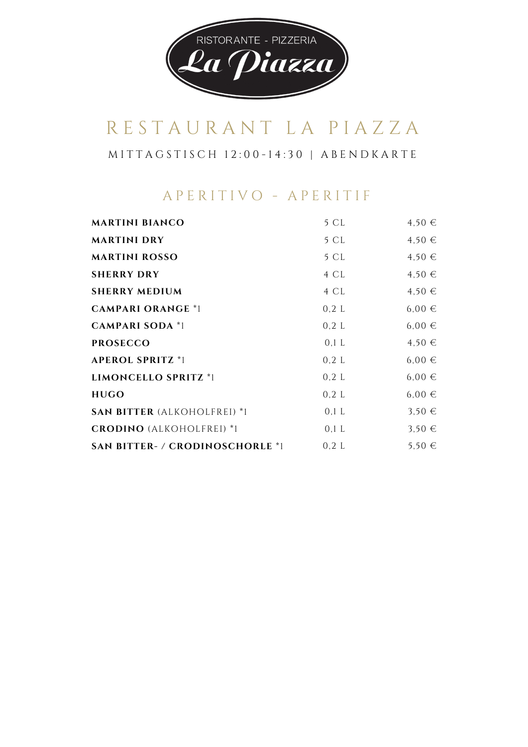RISTORANTE - PIZZERIA

La Piazza

# RESTAURANT LA PIAZZA

MITTAGSTISCH 12:00-14:30 | ABENDKARTE

## APERITIVO - APERITIF

| | | |
|---|---|---|
| **MARTINI BIANCO** | 5 CL | 4,50 € |
| **MARTINI DRY** | 5 CL | 4,50 € |
| **MARTINI ROSSO** | 5 CL | 4,50 € |
| **SHERRY DRY** | 4 CL | 4,50 € |
| **SHERRY MEDIUM** | 4 CL | 4,50 € |
| **CAMPARI ORANGE** *1 | 0,2 L | 6,00 € |
| **CAMPARI SODA** *1 | 0,2 L | 6,00 € |
| **PROSECCO** | 0,1 L | 4,50 € |
| **APEROL SPRITZ** *1 | 0,2 L | 6,00 € |
| **LIMONCELLO SPRITZ** *1 | 0,2 L | 6,00 € |
| **HUGO** | 0,2 L | 6,00 € |
| **SAN BITTER** (ALKOHOLFREI) *1 | 0,1 L | 3,50 € |
| **CRODINO** (ALKOHOLFREI) *1 | 0,1 L | 3,50 € |
| **SAN BITTER- / CRODINOSCHORLE** *1 | 0,2 L | 5,50 € |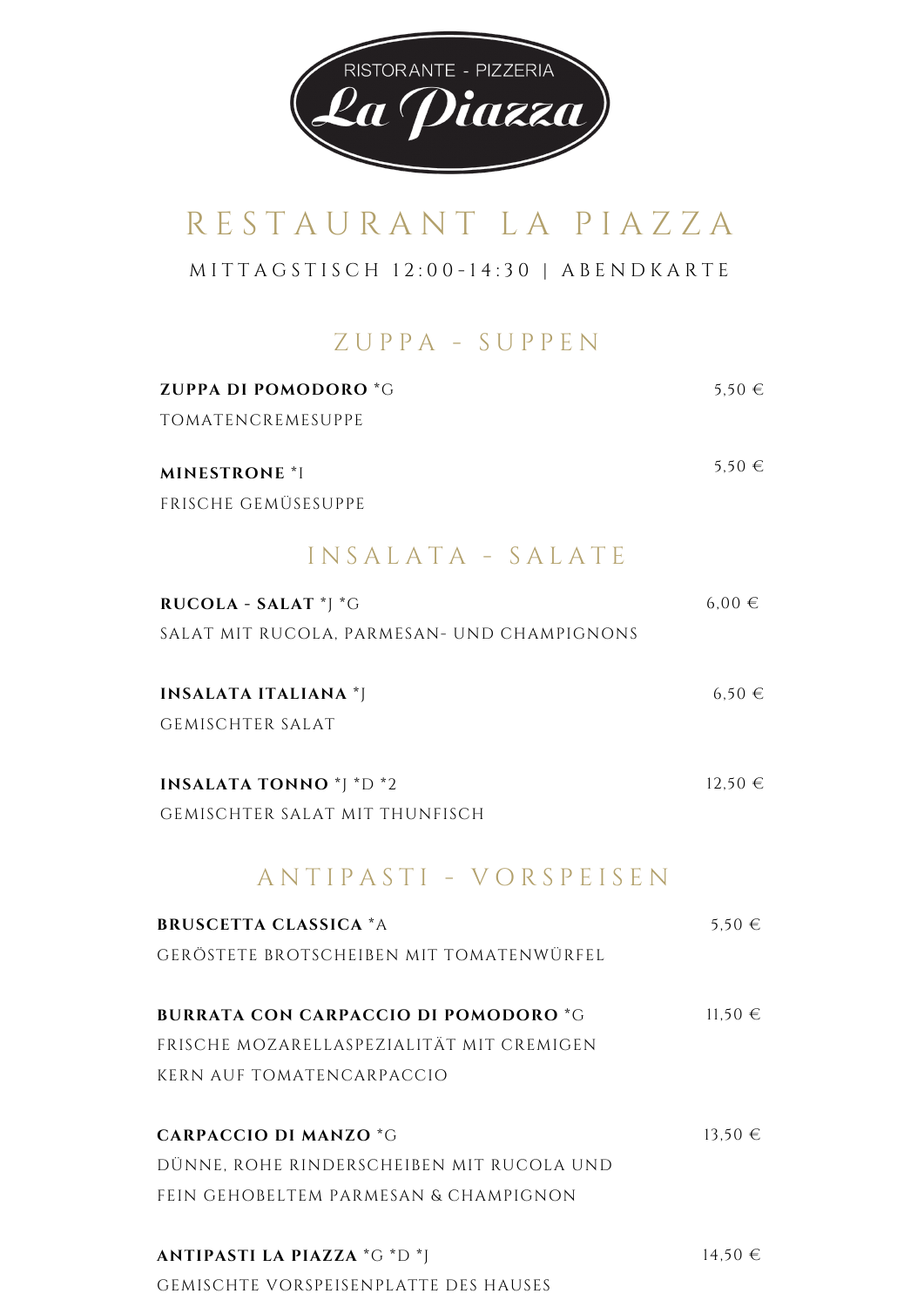RISTORANTE - PIZZERIA

**La Piazza**

# RESTAURANT LA PIAZZA

MITTAGSTISCH 12:00-14:30 | ABENDKARTE

## ZUPPA - SUPPEN

**ZUPPA DI POMODORO** *G — 5,50 €
TOMATENCREMESUPPE

**MINESTRONE** *I — 5,50 €
FRISCHE GEMÜSESUPPE

## INSALATA - SALATE

**RUCOLA - SALAT** *J *G — 6,00 €
SALAT MIT RUCOLA, PARMESAN- UND CHAMPIGNONS

**INSALATA ITALIANA** *J — 6,50 €
GEMISCHTER SALAT

**INSALATA TONNO** *J *D *2 — 12,50 €
GEMISCHTER SALAT MIT THUNFISCH

## ANTIPASTI - VORSPEISEN

**BRUSCETTA CLASSICA** *A — 5,50 €
GERÖSTETE BROTSCHEIBEN MIT TOMATENWÜRFEL

**BURRATA CON CARPACCIO DI POMODORO** *G — 11,50 €
FRISCHE MOZARELLASPEZIALITÄT MIT CREMIGEN KERN AUF TOMATENCARPACCIO

**CARPACCIO DI MANZO** *G — 13,50 €
DÜNNE, ROHE RINDERSCHEIBEN MIT RUCOLA UND FEIN GEHOBELTEM PARMESAN & CHAMPIGNON

**ANTIPASTI LA PIAZZA** *G *D *J — 14,50 €
GEMISCHTE VORSPEISENPLATTE DES HAUSES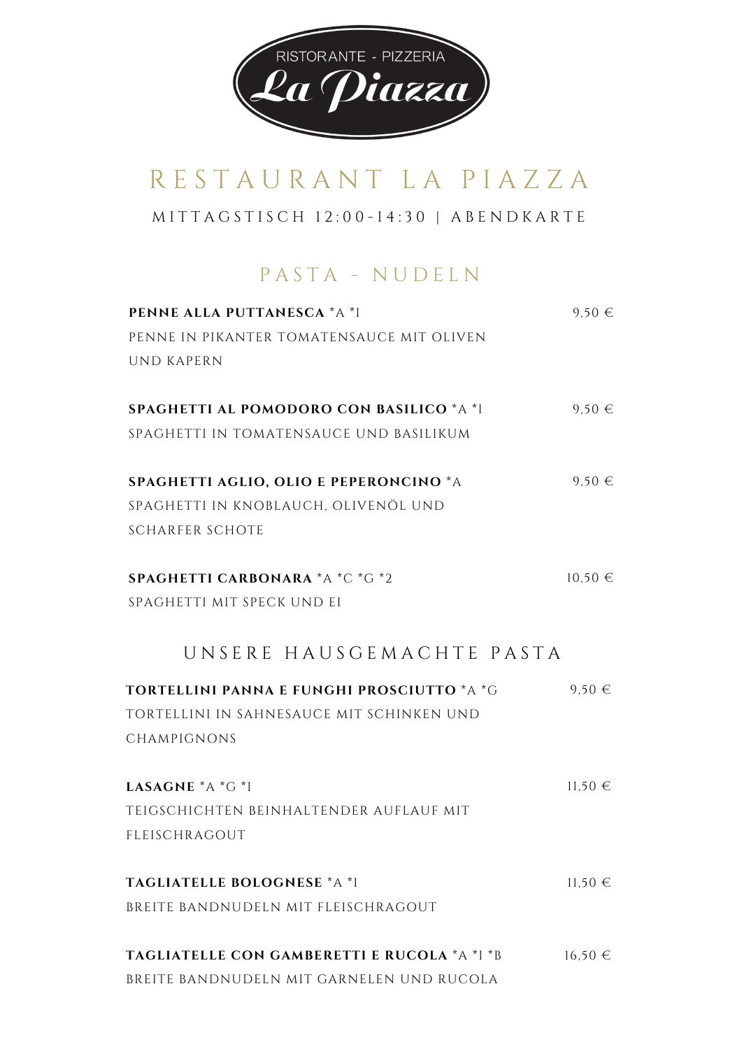RISTORANTE - PIZZERIA

La Piazza

# RESTAURANT LA PIAZZA

MITTAGSTISCH 12:00-14:30 | ABENDKARTE

## PASTA - NUDELN

**PENNE ALLA PUTTANESCA** *A *I — 9,50 €
PENNE IN PIKANTER TOMATENSAUCE MIT OLIVEN UND KAPERN

**SPAGHETTI AL POMODORO CON BASILICO** *A *I — 9,50 €
SPAGHETTI IN TOMATENSAUCE UND BASILIKUM

**SPAGHETTI AGLIO, OLIO E PEPERONCINO** *A — 9,50 €
SPAGHETTI IN KNOBLAUCH, OLIVENÖL UND SCHARFER SCHOTE

**SPAGHETTI CARBONARA** *A *C *G *2 — 10,50 €
SPAGHETTI MIT SPECK UND EI

## UNSERE HAUSGEMACHTE PASTA

**TORTELLINI PANNA E FUNGHI PROSCIUTTO** *A *G — 9,50 €
TORTELLINI IN SAHNESAUCE MIT SCHINKEN UND CHAMPIGNONS

**LASAGNE** *A *G *I — 11,50 €
TEIGSCHICHTEN BEINHALTENDER AUFLAUF MIT FLEISCHRAGOUT

**TAGLIATELLE BOLOGNESE** *A *I — 11,50 €
BREITE BANDNUDELN MIT FLEISCHRAGOUT

**TAGLIATELLE CON GAMBERETTI E RUCOLA** *A *I *B — 16,50 €
BREITE BANDNUDELN MIT GARNELEN UND RUCOLA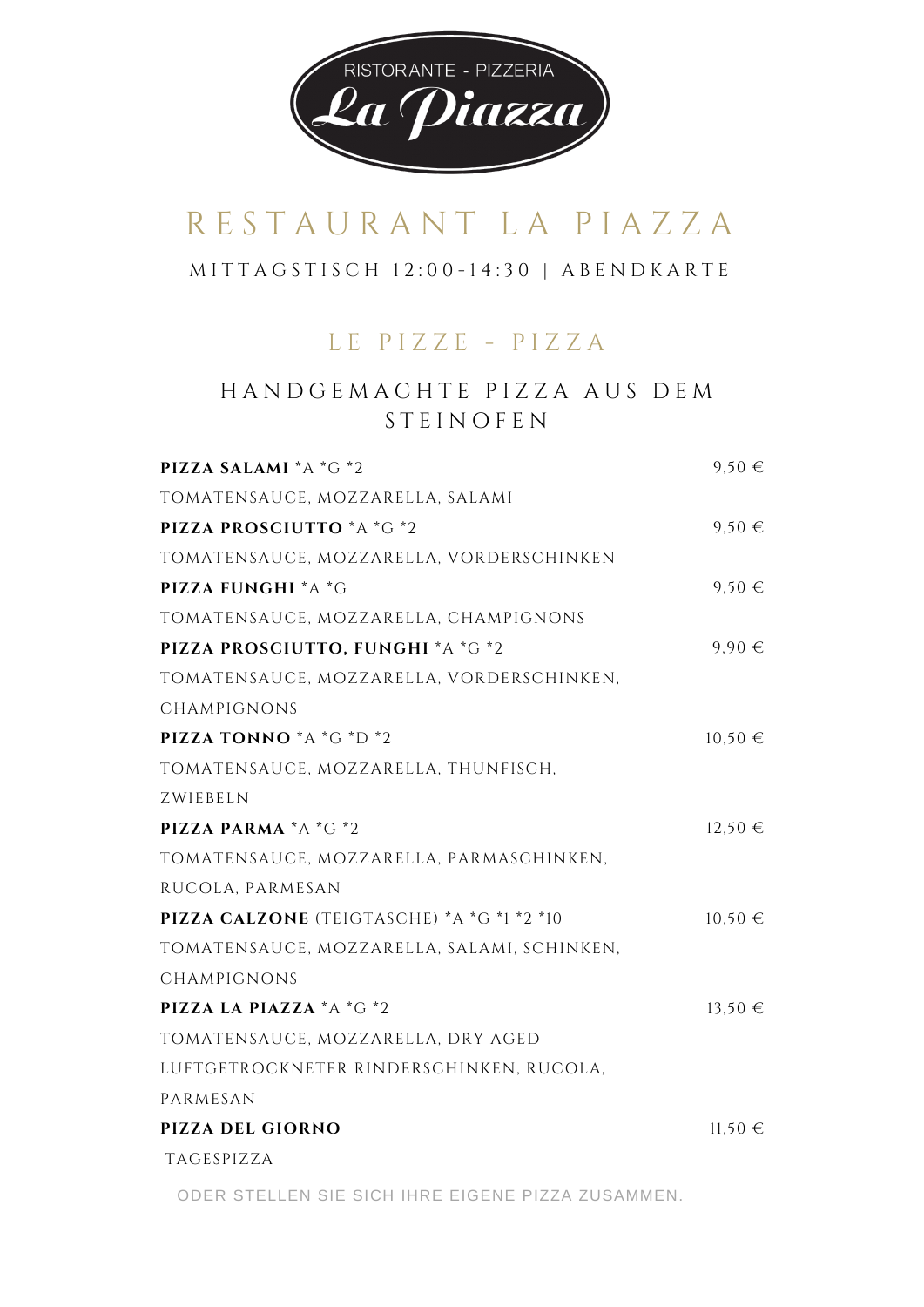RISTORANTE - PIZZERIA

La Piazza

# RESTAURANT LA PIAZZA

MITTAGSTISCH 12:00-14:30 | ABENDKARTE

## LE PIZZE - PIZZA

### HANDGEMACHTE PIZZA AUS DEM STEINOFEN

**PIZZA SALAMI** *A *G *2 — 9,50 €
TOMATENSAUCE, MOZZARELLA, SALAMI

**PIZZA PROSCIUTTO** *A *G *2 — 9,50 €
TOMATENSAUCE, MOZZARELLA, VORDERSCHINKEN

**PIZZA FUNGHI** *A *G — 9,50 €
TOMATENSAUCE, MOZZARELLA, CHAMPIGNONS

**PIZZA PROSCIUTTO, FUNGHI** *A *G *2 — 9,90 €
TOMATENSAUCE, MOZZARELLA, VORDERSCHINKEN, CHAMPIGNONS

**PIZZA TONNO** *A *G *D *2 — 10,50 €
TOMATENSAUCE, MOZZARELLA, THUNFISCH, ZWIEBELN

**PIZZA PARMA** *A *G *2 — 12,50 €
TOMATENSAUCE, MOZZARELLA, PARMASCHINKEN, RUCOLA, PARMESAN

**PIZZA CALZONE** (TEIGTASCHE) *A *G *1 *2 *10 — 10,50 €
TOMATENSAUCE, MOZZARELLA, SALAMI, SCHINKEN, CHAMPIGNONS

**PIZZA LA PIAZZA** *A *G *2 — 13,50 €
TOMATENSAUCE, MOZZARELLA, DRY AGED LUFTGETROCKNETER RINDERSCHINKEN, RUCOLA, PARMESAN

**PIZZA DEL GIORNO** — 11,50 €
TAGESPIZZA

ODER STELLEN SIE SICH IHRE EIGENE PIZZA ZUSAMMEN.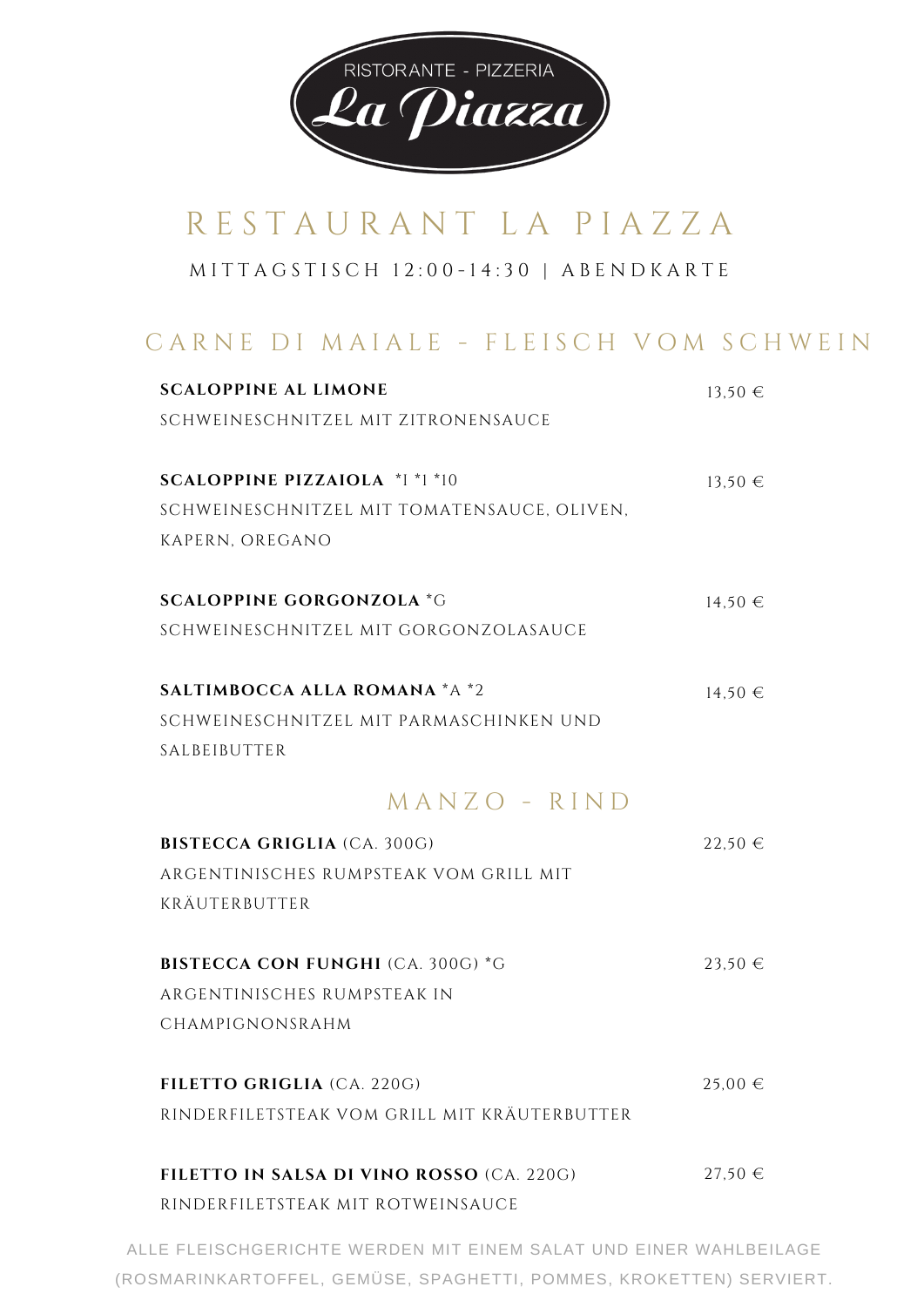RISTORANTE - PIZZERIA

**La Piazza**

# RESTAURANT LA PIAZZA

MITTAGSTISCH 12:00-14:30 | ABENDKARTE

## CARNE DI MAIALE - FLEISCH VOM SCHWEIN

**SCALOPPINE AL LIMONE** — 13,50 €
SCHWEINESCHNITZEL MIT ZITRONENSAUCE

**SCALOPPINE PIZZAIOLA** *1 *1 *10 — 13,50 €
SCHWEINESCHNITZEL MIT TOMATENSAUCE, OLIVEN, KAPERN, OREGANO

**SCALOPPINE GORGONZOLA** *G — 14,50 €
SCHWEINESCHNITZEL MIT GORGONZOLASAUCE

**SALTIMBOCCA ALLA ROMANA** *A *2 — 14,50 €
SCHWEINESCHNITZEL MIT PARMASCHINKEN UND SALBEIBUTTER

## MANZO - RIND

**BISTECCA GRIGLIA** (CA. 300G) — 22,50 €
ARGENTINISCHES RUMPSTEAK VOM GRILL MIT KRÄUTERBUTTER

**BISTECCA CON FUNGHI** (CA. 300G) *G — 23,50 €
ARGENTINISCHES RUMPSTEAK IN CHAMPIGNONSRAHM

**FILETTO GRIGLIA** (CA. 220G) — 25,00 €
RINDERFILETSTEAK VOM GRILL MIT KRÄUTERBUTTER

**FILETTO IN SALSA DI VINO ROSSO** (CA. 220G) — 27,50 €
RINDERFILETSTEAK MIT ROTWEINSAUCE

ALLE FLEISCHGERICHTE WERDEN MIT EINEM SALAT UND EINER WAHLBEILAGE (ROSMARINKARTOFFEL, GEMÜSE, SPAGHETTI, POMMES, KROKETTEN) SERVIERT.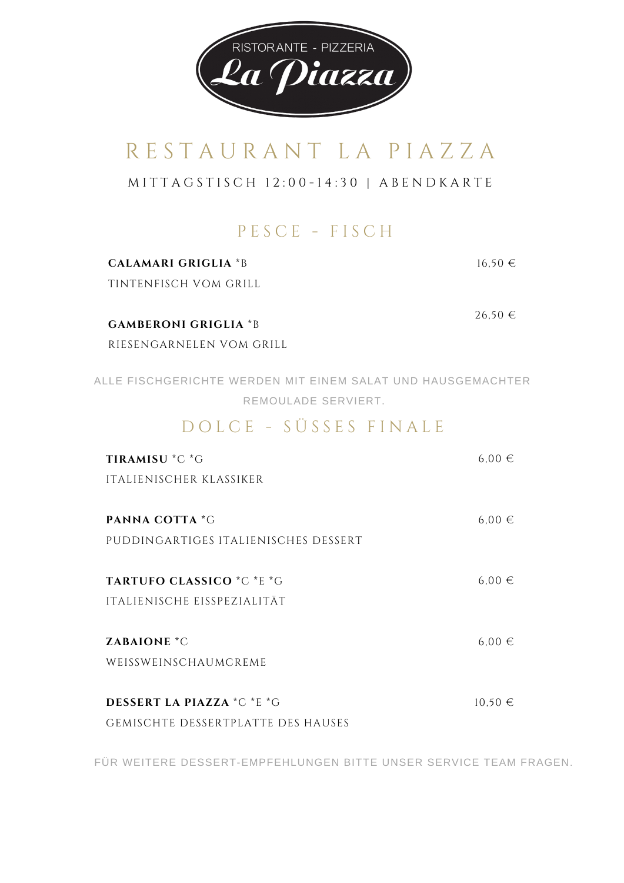RISTORANTE - PIZZERIA

La Piazza

# RESTAURANT LA PIAZZA

MITTAGSTISCH 12:00-14:30 | ABENDKARTE

## PESCE - FISCH

**CALAMARI GRIGLIA** *B — 16,50 €

TINTENFISCH VOM GRILL

**GAMBERONI GRIGLIA** *B — 26,50 €

RIESENGARNELEN VOM GRILL

ALLE FISCHGERICHTE WERDEN MIT EINEM SALAT UND HAUSGEMACHTER REMOULADE SERVIERT.

## DOLCE - SÜSSES FINALE

**TIRAMISU** *C *G — 6,00 €

ITALIENISCHER KLASSIKER

**PANNA COTTA** *G — 6,00 €

PUDDINGARTIGES ITALIENISCHES DESSERT

**TARTUFO CLASSICO** *C *E *G — 6,00 €

ITALIENISCHE EISSPEZIALITÄT

**ZABAIONE** *C — 6,00 €

WEISSWEINSCHAUMCREME

**DESSERT LA PIAZZA** *C *E *G — 10,50 €

GEMISCHTE DESSERTPLATTE DES HAUSES

FÜR WEITERE DESSERT-EMPFEHLUNGEN BITTE UNSER SERVICE TEAM FRAGEN.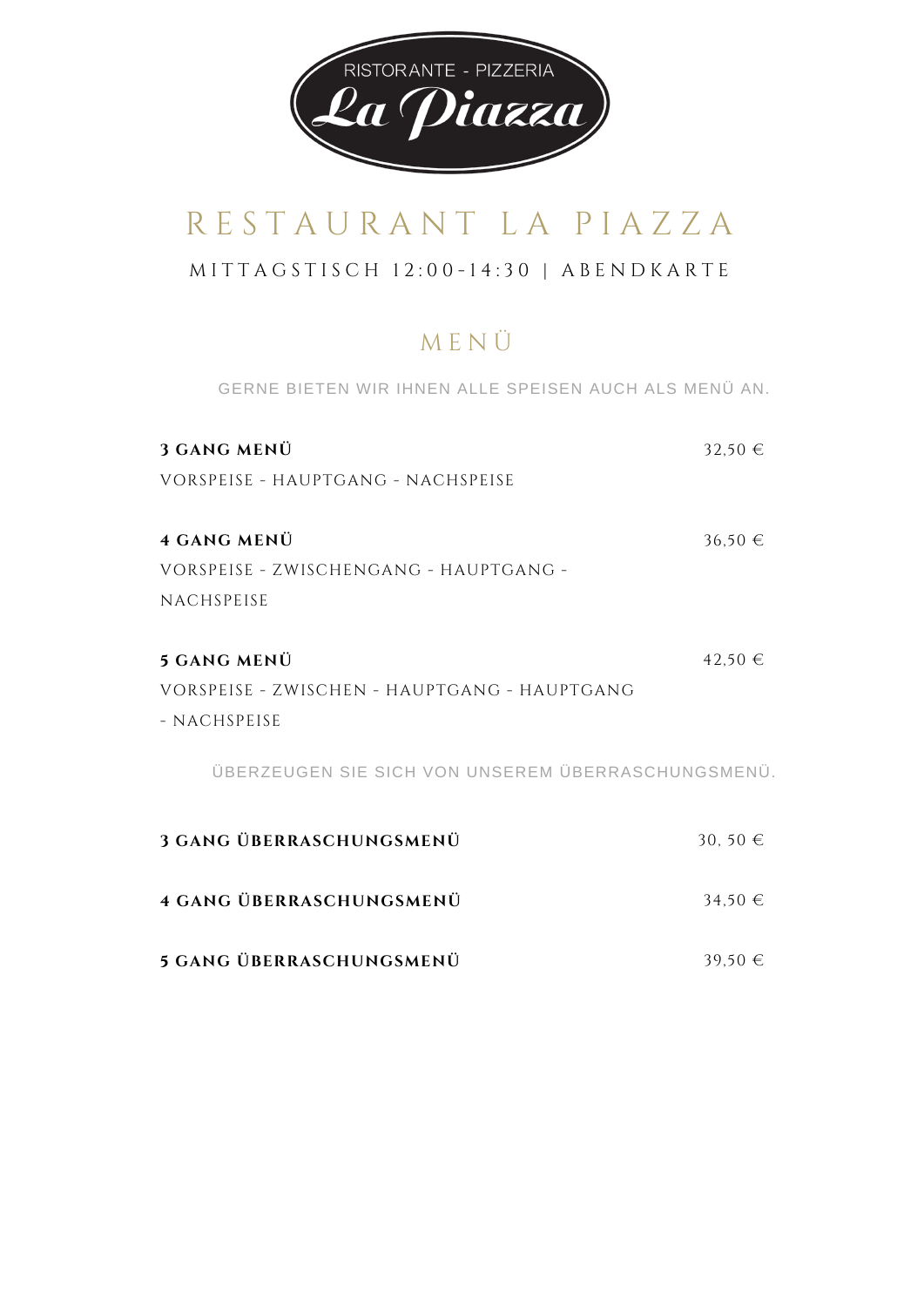RISTORANTE - PIZZERIA

La Piazza

# RESTAURANT LA PIAZZA

MITTAGSTISCH 12:00-14:30 | ABENDKARTE

## MENÜ

GERNE BIETEN WIR IHNEN ALLE SPEISEN AUCH ALS MENÜ AN.

**3 GANG MENÜ** 32,50 €

VORSPEISE - HAUPTGANG - NACHSPEISE

**4 GANG MENÜ** 36,50 €

VORSPEISE - ZWISCHENGANG - HAUPTGANG - NACHSPEISE

**5 GANG MENÜ** 42,50 €

VORSPEISE - ZWISCHEN - HAUPTGANG - HAUPTGANG - NACHSPEISE

ÜBERZEUGEN SIE SICH VON UNSEREM ÜBERRASCHUNGSMENÜ.

**3 GANG ÜBERRASCHUNGSMENÜ** 30, 50 €

**4 GANG ÜBERRASCHUNGSMENÜ** 34,50 €

**5 GANG ÜBERRASCHUNGSMENÜ** 39,50 €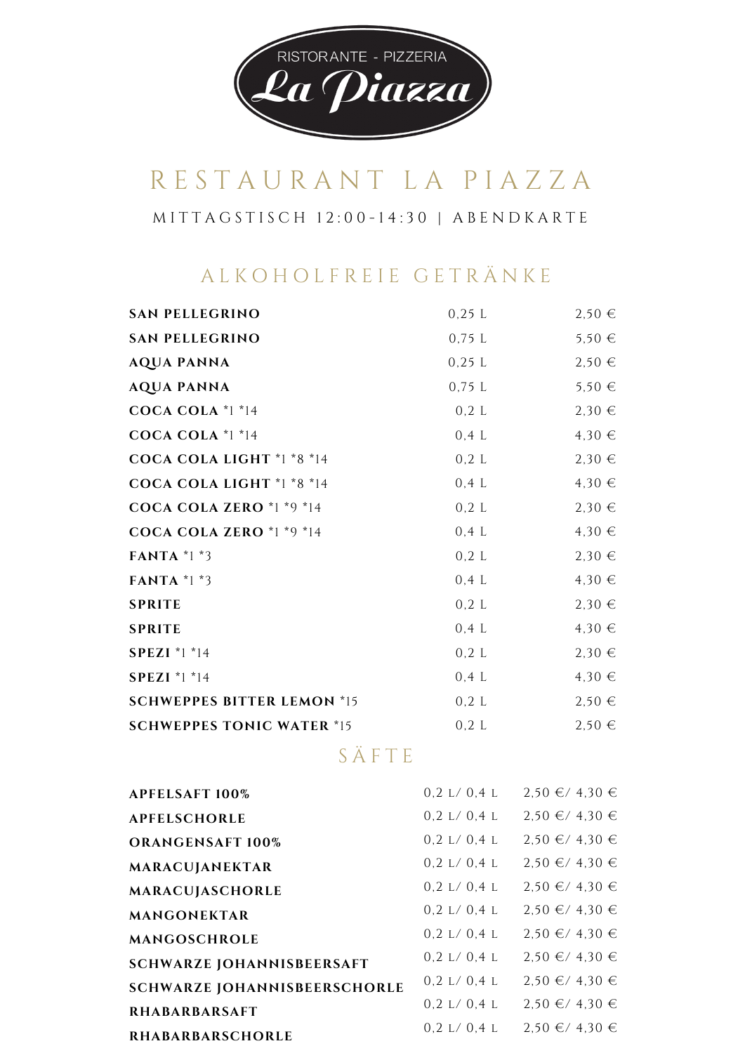RISTORANTE - PIZZERIA

La Piazza

# RESTAURANT LA PIAZZA

MITTAGSTISCH 12:00-14:30 | ABENDKARTE

## ALKOHOLFREIE GETRÄNKE

| | | |
|---|---|---|
| **SAN PELLEGRINO** | 0,25 L | 2,50 € |
| **SAN PELLEGRINO** | 0,75 L | 5,50 € |
| **AQUA PANNA** | 0,25 L | 2,50 € |
| **AQUA PANNA** | 0,75 L | 5,50 € |
| **COCA COLA** *1 *14 | 0,2 L | 2,30 € |
| **COCA COLA** *1 *14 | 0,4 L | 4,30 € |
| **COCA COLA LIGHT** *1 *8 *14 | 0,2 L | 2,30 € |
| **COCA COLA LIGHT** *1 *8 *14 | 0,4 L | 4,30 € |
| **COCA COLA ZERO** *1 *9 *14 | 0,2 L | 2,30 € |
| **COCA COLA ZERO** *1 *9 *14 | 0,4 L | 4,30 € |
| **FANTA** *1 *3 | 0,2 L | 2,30 € |
| **FANTA** *1 *3 | 0,4 L | 4,30 € |
| **SPRITE** | 0,2 L | 2,30 € |
| **SPRITE** | 0,4 L | 4,30 € |
| **SPEZI** *1 *14 | 0,2 L | 2,30 € |
| **SPEZI** *1 *14 | 0,4 L | 4,30 € |
| **SCHWEPPES BITTER LEMON** *15 | 0,2 L | 2,50 € |
| **SCHWEPPES TONIC WATER** *15 | 0,2 L | 2,50 € |

## SÄFTE

| | | |
|---|---|---|
| **APFELSAFT 100%** | 0,2 L/ 0,4 L | 2,50 €/ 4,30 € |
| **APFELSCHORLE** | 0,2 L/ 0,4 L | 2,50 €/ 4,30 € |
| **ORANGENSAFT 100%** | 0,2 L/ 0,4 L | 2,50 €/ 4,30 € |
| **MARACUJANEKTAR** | 0,2 L/ 0,4 L | 2,50 €/ 4,30 € |
| **MARACUJASCHORLE** | 0,2 L/ 0,4 L | 2,50 €/ 4,30 € |
| **MANGONEKTAR** | 0,2 L/ 0,4 L | 2,50 €/ 4,30 € |
| **MANGOSCHROLE** | 0,2 L/ 0,4 L | 2,50 €/ 4,30 € |
| **SCHWARZE JOHANNISBEERSAFT** | 0,2 L/ 0,4 L | 2,50 €/ 4,30 € |
| **SCHWARZE JOHANNISBEERSCHORLE** | 0,2 L/ 0,4 L | 2,50 €/ 4,30 € |
| **RHABARBARSAFT** | 0,2 L/ 0,4 L | 2,50 €/ 4,30 € |
| **RHABARBARSCHORLE** | 0,2 L/ 0,4 L | 2,50 €/ 4,30 € |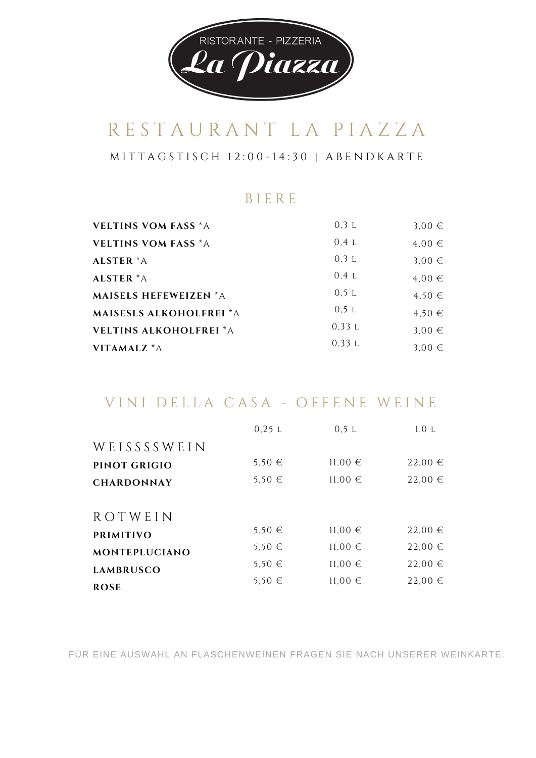RISTORANTE - PIZZERIA

La Piazza

# RESTAURANT LA PIAZZA

MITTAGSTISCH 12:00-14:30 | ABENDKARTE

## BIERE

| | | |
|---|---|---|
| **VELTINS VOM FASS** *A | 0,3 L | 3,00 € |
| **VELTINS VOM FASS** *A | 0,4 L | 4,00 € |
| **ALSTER** *A | 0,3 L | 3,00 € |
| **ALSTER** *A | 0,4 L | 4,00 € |
| **MAISELS HEFEWEIZEN** *A | 0,5 L | 4,50 € |
| **MAISESLS ALKOHOLFREI** *A | 0,5 L | 4,50 € |
| **VELTINS ALKOHOLFREI** *A | 0,33 L | 3,00 € |
| **VITAMALZ** *A | 0,33 L | 3,00 € |

## VINI DELLA CASA - OFFENE WEINE

| | 0,25 L | 0,5 L | 1,0 L |
|---|---|---|---|
| WEISSSSSWEIN | | | |
| **PINOT GRIGIO** | 5,50 € | 11,00 € | 22,00 € |
| **CHARDONNAY** | 5,50 € | 11,00 € | 22,00 € |
| ROTWEIN | | | |
| **PRIMITIVO** | 5,50 € | 11,00 € | 22,00 € |
| **MONTEPLUCIANO** | 5,50 € | 11,00 € | 22,00 € |
| **LAMBRUSCO** | 5,50 € | 11,00 € | 22,00 € |
| **ROSE** | 5,50 € | 11,00 € | 22,00 € |

FÜR EINE AUSWAHL AN FLASCHENWEINEN FRAGEN SIE NACH UNSERER WEINKARTE.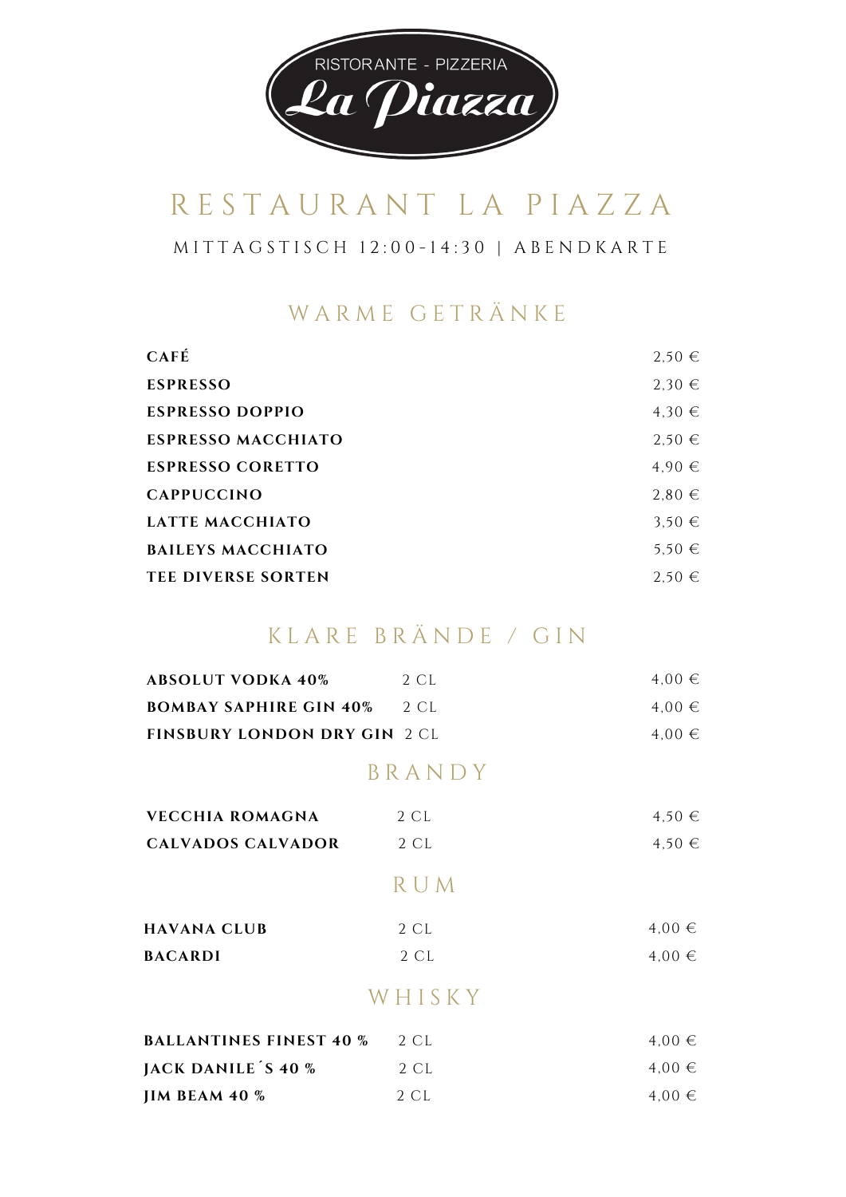RISTORANTE - PIZZERIA

La Piazza

# RESTAURANT LA PIAZZA

MITTAGSTISCH 12:00-14:30 | ABENDKARTE

## WARME GETRÄNKE

| | |
|---|---|
| **CAFÉ** | 2,50 € |
| **ESPRESSO** | 2,30 € |
| **ESPRESSO DOPPIO** | 4,30 € |
| **ESPRESSO MACCHIATO** | 2,50 € |
| **ESPRESSO CORETTO** | 4,90 € |
| **CAPPUCCINO** | 2,80 € |
| **LATTE MACCHIATO** | 3,50 € |
| **BAILEYS MACCHIATO** | 5,50 € |
| **TEE DIVERSE SORTEN** | 2,50 € |

## KLARE BRÄNDE / GIN

| | | |
|---|---|---|
| **ABSOLUT VODKA 40%** | 2 CL | 4,00 € |
| **BOMBAY SAPHIRE GIN 40%** | 2 CL | 4,00 € |
| **FINSBURY LONDON DRY GIN** | 2 CL | 4,00 € |

## BRANDY

| | | |
|---|---|---|
| **VECCHIA ROMAGNA** | 2 CL | 4,50 € |
| **CALVADOS CALVADOR** | 2 CL | 4,50 € |

## RUM

| | | |
|---|---|---|
| **HAVANA CLUB** | 2 CL | 4,00 € |
| **BACARDI** | 2 CL | 4,00 € |

## WHISKY

| | | |
|---|---|---|
| **BALLANTINES FINEST 40 %** | 2 CL | 4,00 € |
| **JACK DANILE´S 40 %** | 2 CL | 4,00 € |
| **JIM BEAM 40 %** | 2 CL | 4,00 € |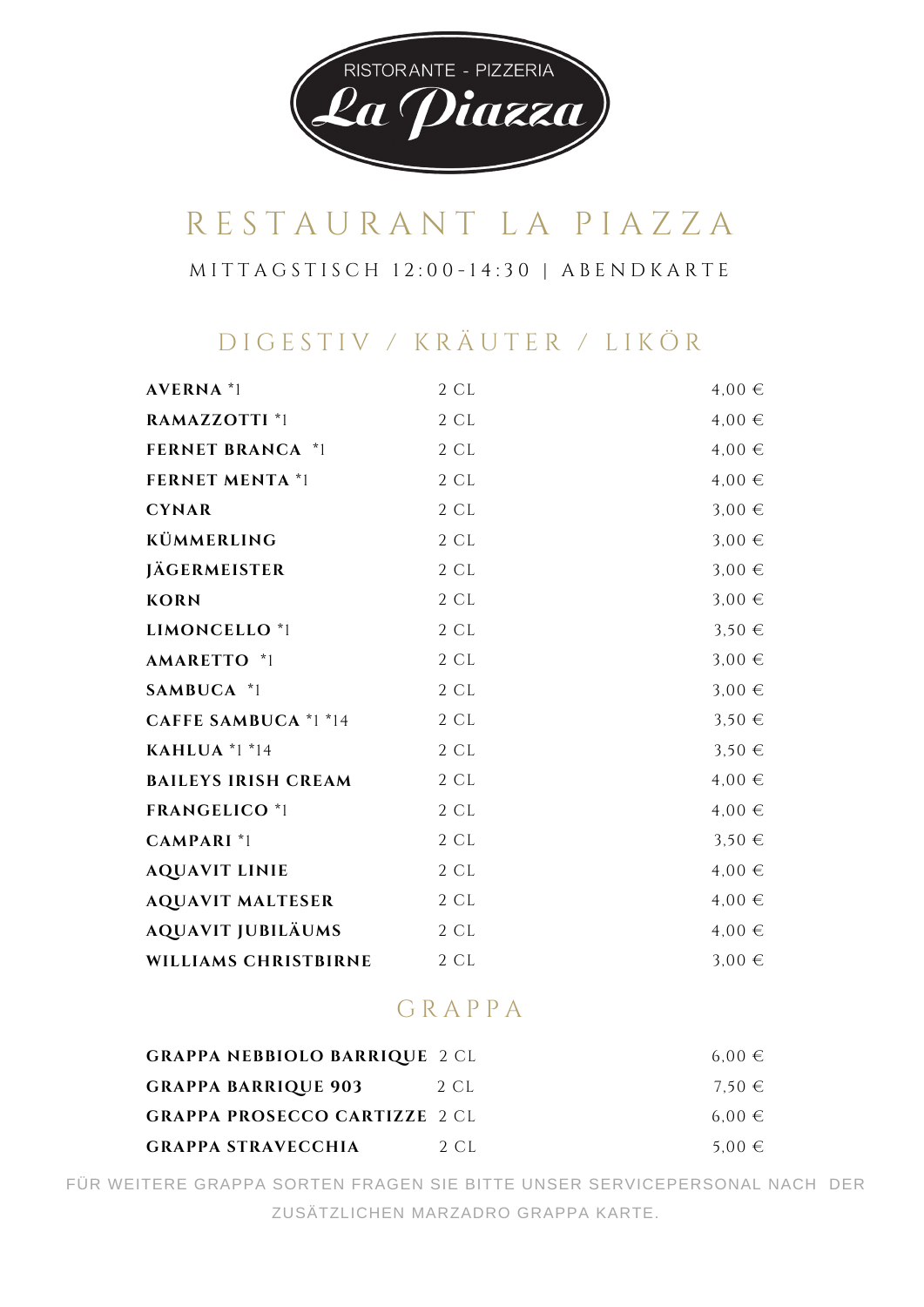RISTORANTE - PIZZERIA

La Piazza

# RESTAURANT LA PIAZZA

MITTAGSTISCH 12:00-14:30 | ABENDKARTE

## DIGESTIV / KRÄUTER / LIKÖR

| | | |
|---|---|---|
| **AVERNA** *1 | 2 CL | 4,00 € |
| **RAMAZZOTTI** *1 | 2 CL | 4,00 € |
| **FERNET BRANCA** *1 | 2 CL | 4,00 € |
| **FERNET MENTA** *1 | 2 CL | 4,00 € |
| **CYNAR** | 2 CL | 3,00 € |
| **KÜMMERLING** | 2 CL | 3,00 € |
| **JÄGERMEISTER** | 2 CL | 3,00 € |
| **KORN** | 2 CL | 3,00 € |
| **LIMONCELLO** *1 | 2 CL | 3,50 € |
| **AMARETTO** *1 | 2 CL | 3,00 € |
| **SAMBUCA** *1 | 2 CL | 3,00 € |
| **CAFFE SAMBUCA** *1 *14 | 2 CL | 3,50 € |
| **KAHLUA** *1 *14 | 2 CL | 3,50 € |
| **BAILEYS IRISH CREAM** | 2 CL | 4,00 € |
| **FRANGELICO** *1 | 2 CL | 4,00 € |
| **CAMPARI** *1 | 2 CL | 3,50 € |
| **AQUAVIT LINIE** | 2 CL | 4,00 € |
| **AQUAVIT MALTESER** | 2 CL | 4,00 € |
| **AQUAVIT JUBILÄUMS** | 2 CL | 4,00 € |
| **WILLIAMS CHRISTBIRNE** | 2 CL | 3,00 € |

## GRAPPA

| | | |
|---|---|---|
| **GRAPPA NEBBIOLO BARRIQUE** | 2 CL | 6,00 € |
| **GRAPPA BARRIQUE 903** | 2 CL | 7,50 € |
| **GRAPPA PROSECCO CARTIZZE** | 2 CL | 6,00 € |
| **GRAPPA STRAVECCHIA** | 2 CL | 5,00 € |

FÜR WEITERE GRAPPA SORTEN FRAGEN SIE BITTE UNSER SERVICEPERSONAL NACH DER ZUSÄTZLICHEN MARZADRO GRAPPA KARTE.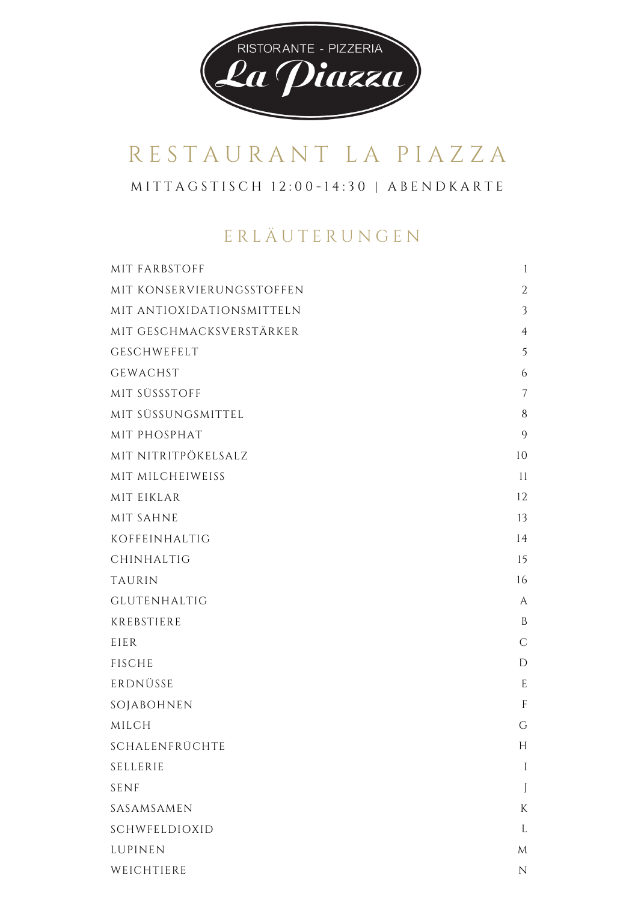RISTORANTE - PIZZERIA

La Piazza

# RESTAURANT LA PIAZZA

MITTAGSTISCH 12:00-14:30 | ABENDKARTE

## ERLÄUTERUNGEN

| | |
|---|---|
| MIT FARBSTOFF | 1 |
| MIT KONSERVIERUNGSSTOFFEN | 2 |
| MIT ANTIOXIDATIONSMITTELN | 3 |
| MIT GESCHMACKSVERSTÄRKER | 4 |
| GESCHWEFELT | 5 |
| GEWACHST | 6 |
| MIT SÜSSSTOFF | 7 |
| MIT SÜSSUNGSMITTEL | 8 |
| MIT PHOSPHAT | 9 |
| MIT NITRITPÖKELSALZ | 10 |
| MIT MILCHEIWEISS | 11 |
| MIT EIKLAR | 12 |
| MIT SAHNE | 13 |
| KOFFEINHALTIG | 14 |
| CHINHALTIG | 15 |
| TAURIN | 16 |
| GLUTENHALTIG | A |
| KREBSTIERE | B |
| EIER | C |
| FISCHE | D |
| ERDNÜSSE | E |
| SOJABOHNEN | F |
| MILCH | G |
| SCHALENFRÜCHTE | H |
| SELLERIE | I |
| SENF | J |
| SASAMSAMEN | K |
| SCHWFELDIOXID | L |
| LUPINEN | M |
| WEICHTIERE | N |